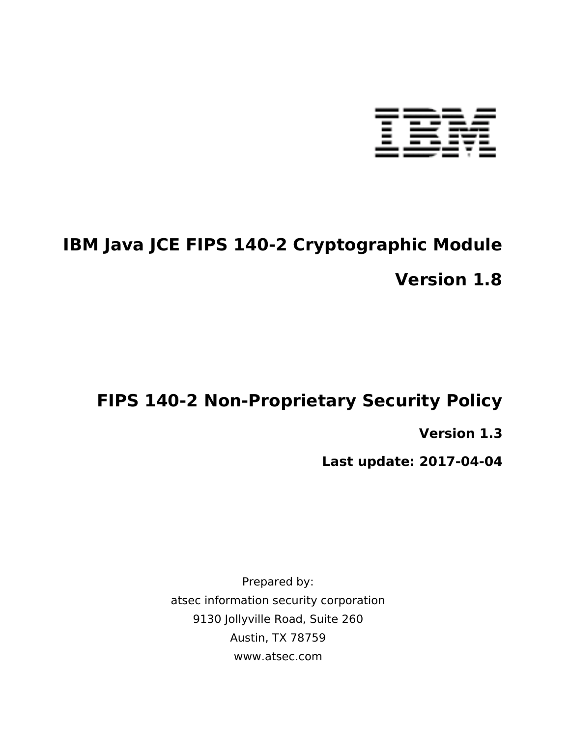IBM

# IBM Java JCE FIPS 140-2 Cryptographic Module

## Version 1.8

# FIPS 140-2 Non-Proprietary Security Policy

**Version 1.3**

**Last update: 2017-04-04**

Prepared by:

atsec information security corporation

9130 Jollyville Road, Suite 260

Austin, TX 78759

www.atsec.com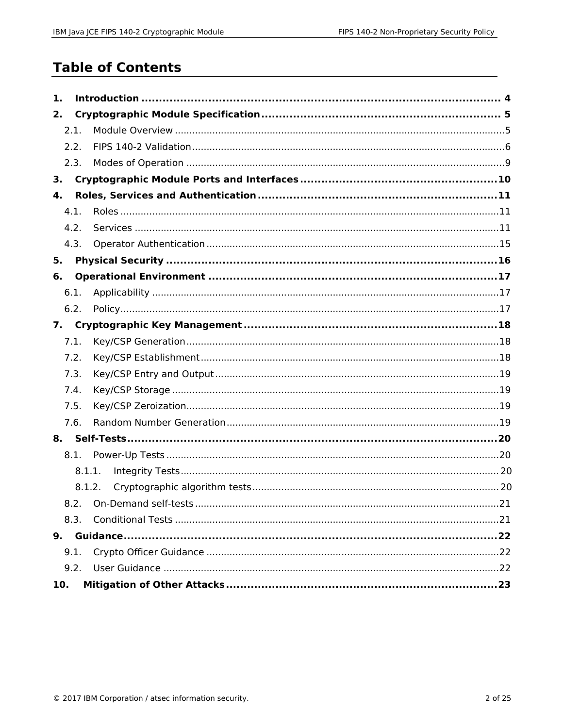# Table of Contents

**1. Introduction .......... 4**

**2. Cryptographic Module Specification .......... 5**

2.1. Module Overview .......... 5

2.2. FIPS 140-2 Validation .......... 6

2.3. Modes of Operation .......... 9

**3. Cryptographic Module Ports and Interfaces .......... 10**

**4. Roles, Services and Authentication .......... 11**

4.1. Roles .......... 11

4.2. Services .......... 11

4.3. Operator Authentication .......... 15

**5. Physical Security .......... 16**

**6. Operational Environment .......... 17**

6.1. Applicability .......... 17

6.2. Policy .......... 17

**7. Cryptographic Key Management .......... 18**

7.1. Key/CSP Generation .......... 18

7.2. Key/CSP Establishment .......... 18

7.3. Key/CSP Entry and Output .......... 19

7.4. Key/CSP Storage .......... 19

7.5. Key/CSP Zeroization .......... 19

7.6. Random Number Generation .......... 19

**8. Self-Tests .......... 20**

8.1. Power-Up Tests .......... 20

8.1.1. Integrity Tests .......... 20

8.1.2. Cryptographic algorithm tests .......... 20

8.2. On-Demand self-tests .......... 21

8.3. Conditional Tests .......... 21

**9. Guidance .......... 22**

9.1. Crypto Officer Guidance .......... 22

9.2. User Guidance .......... 22

**10. Mitigation of Other Attacks .......... 23**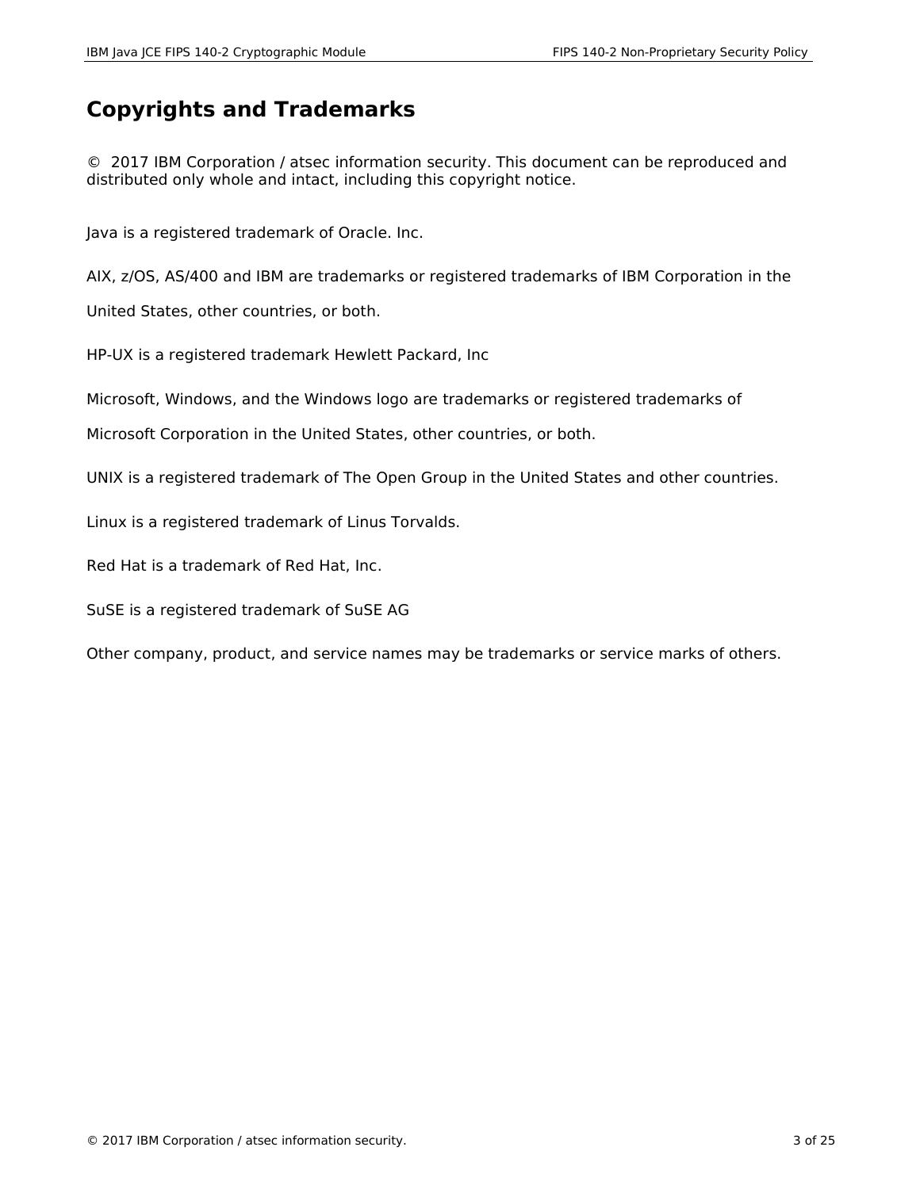# Copyrights and Trademarks

© 2017 IBM Corporation / atsec information security. This document can be reproduced and distributed only whole and intact, including this copyright notice.

Java is a registered trademark of Oracle. Inc.

AIX, z/OS, AS/400 and IBM are trademarks or registered trademarks of IBM Corporation in the United States, other countries, or both.

HP-UX is a registered trademark Hewlett Packard, Inc

Microsoft, Windows, and the Windows logo are trademarks or registered trademarks of Microsoft Corporation in the United States, other countries, or both.

UNIX is a registered trademark of The Open Group in the United States and other countries.

Linux is a registered trademark of Linus Torvalds.

Red Hat is a trademark of Red Hat, Inc.

SuSE is a registered trademark of SuSE AG

Other company, product, and service names may be trademarks or service marks of others.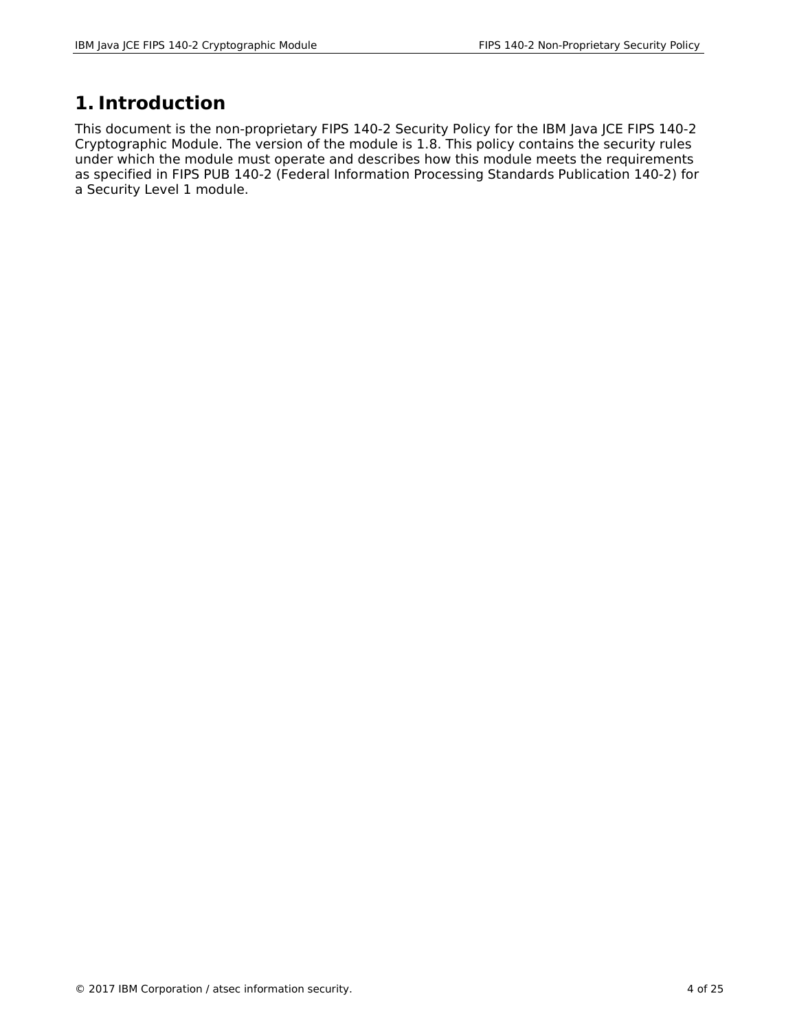# 1. Introduction

This document is the non-proprietary FIPS 140-2 Security Policy for the IBM Java JCE FIPS 140-2 Cryptographic Module. The version of the module is 1.8. This policy contains the security rules under which the module must operate and describes how this module meets the requirements as specified in FIPS PUB 140-2 (Federal Information Processing Standards Publication 140-2) for a Security Level 1 module.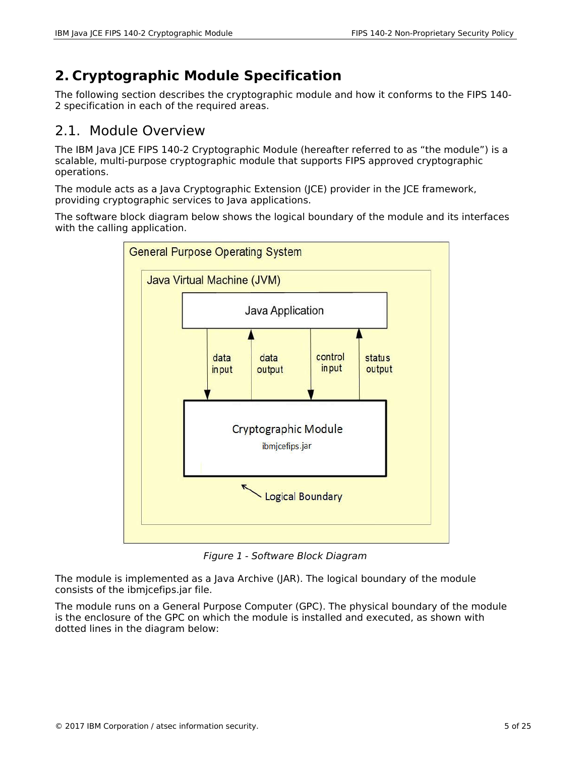# 2. Cryptographic Module Specification

The following section describes the cryptographic module and how it conforms to the FIPS 140-2 specification in each of the required areas.

## 2.1. Module Overview

The IBM Java JCE FIPS 140-2 Cryptographic Module (hereafter referred to as "the module") is a scalable, multi-purpose cryptographic module that supports FIPS approved cryptographic operations.

The module acts as a Java Cryptographic Extension (JCE) provider in the JCE framework, providing cryptographic services to Java applications.

The software block diagram below shows the logical boundary of the module and its interfaces with the calling application.

General Purpose Operating System
Java Virtual Machine (JVM)
Java Application
data input
data output
control input
status output
Cryptographic Module
ibmjcefips.jar
Logical Boundary

*Figure 1 - Software Block Diagram*

The module is implemented as a Java Archive (JAR). The logical boundary of the module consists of the ibmjcefips.jar file.

The module runs on a General Purpose Computer (GPC). The physical boundary of the module is the enclosure of the GPC on which the module is installed and executed, as shown with dotted lines in the diagram below: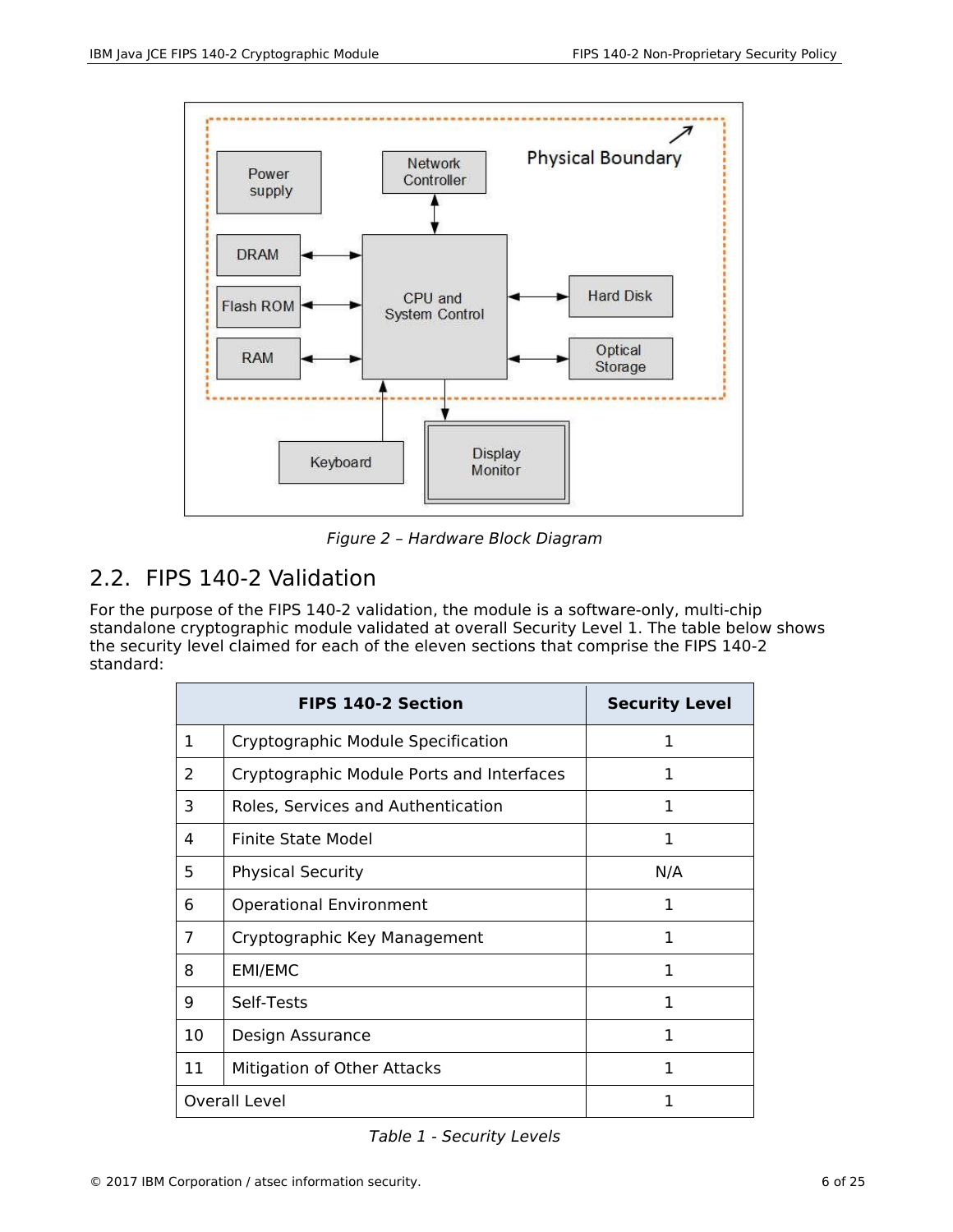Physical Boundary

Power supply

Network Controller

DRAM

Flash ROM

RAM

CPU and System Control

Hard Disk

Optical Storage

Keyboard

Display Monitor

*Figure 2 – Hardware Block Diagram*

## 2.2. FIPS 140-2 Validation

For the purpose of the FIPS 140-2 validation, the module is a software-only, multi-chip standalone cryptographic module validated at overall Security Level 1. The table below shows the security level claimed for each of the eleven sections that comprise the FIPS 140-2 standard:

| FIPS 140-2 Section | | Security Level |
|---|---|---|
| 1 | Cryptographic Module Specification | 1 |
| 2 | Cryptographic Module Ports and Interfaces | 1 |
| 3 | Roles, Services and Authentication | 1 |
| 4 | Finite State Model | 1 |
| 5 | Physical Security | N/A |
| 6 | Operational Environment | 1 |
| 7 | Cryptographic Key Management | 1 |
| 8 | EMI/EMC | 1 |
| 9 | Self-Tests | 1 |
| 10 | Design Assurance | 1 |
| 11 | Mitigation of Other Attacks | 1 |
| Overall Level | | 1 |

*Table 1 - Security Levels*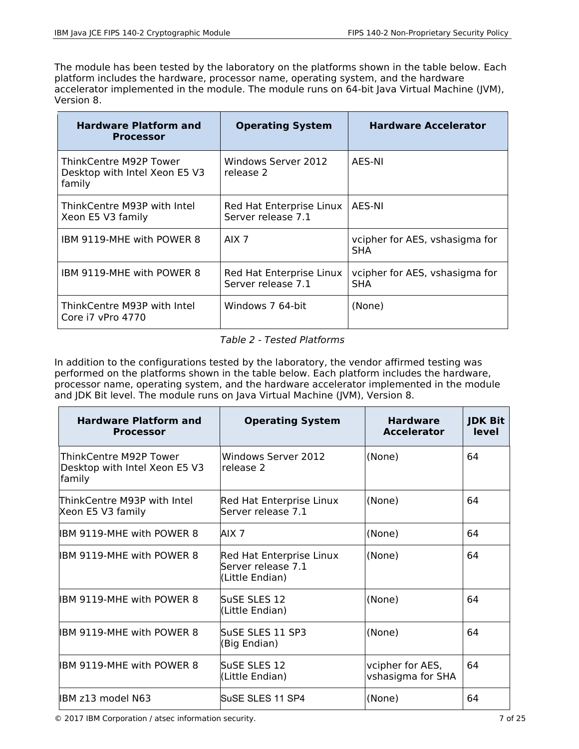The module has been tested by the laboratory on the platforms shown in the table below. Each platform includes the hardware, processor name, operating system, and the hardware accelerator implemented in the module. The module runs on 64-bit Java Virtual Machine (JVM), Version 8.

| Hardware Platform and Processor | Operating System | Hardware Accelerator |
|---|---|---|
| ThinkCentre M92P Tower Desktop with Intel Xeon E5 V3 family | Windows Server 2012 release 2 | AES-NI |
| ThinkCentre M93P with Intel Xeon E5 V3 family | Red Hat Enterprise Linux Server release 7.1 | AES-NI |
| IBM 9119-MHE with POWER 8 | AIX 7 | vcipher for AES, vshasigma for SHA |
| IBM 9119-MHE with POWER 8 | Red Hat Enterprise Linux Server release 7.1 | vcipher for AES, vshasigma for SHA |
| ThinkCentre M93P with Intel Core i7 vPro 4770 | Windows 7 64-bit | (None) |

*Table 2 - Tested Platforms*

In addition to the configurations tested by the laboratory, the vendor affirmed testing was performed on the platforms shown in the table below. Each platform includes the hardware, processor name, operating system, and the hardware accelerator implemented in the module and JDK Bit level. The module runs on Java Virtual Machine (JVM), Version 8.

| Hardware Platform and Processor | Operating System | Hardware Accelerator | JDK Bit level |
|---|---|---|---|
| ThinkCentre M92P Tower Desktop with Intel Xeon E5 V3 family | Windows Server 2012 release 2 | (None) | 64 |
| ThinkCentre M93P with Intel Xeon E5 V3 family | Red Hat Enterprise Linux Server release 7.1 | (None) | 64 |
| IBM 9119-MHE with POWER 8 | AIX 7 | (None) | 64 |
| IBM 9119-MHE with POWER 8 | Red Hat Enterprise Linux Server release 7.1 (Little Endian) | (None) | 64 |
| IBM 9119-MHE with POWER 8 | SuSE SLES 12 (Little Endian) | (None) | 64 |
| IBM 9119-MHE with POWER 8 | SuSE SLES 11 SP3 (Big Endian) | (None) | 64 |
| IBM 9119-MHE with POWER 8 | SuSE SLES 12 (Little Endian) | vcipher for AES, vshasigma for SHA | 64 |
| IBM z13 model N63 | SuSE SLES 11 SP4 | (None) | 64 |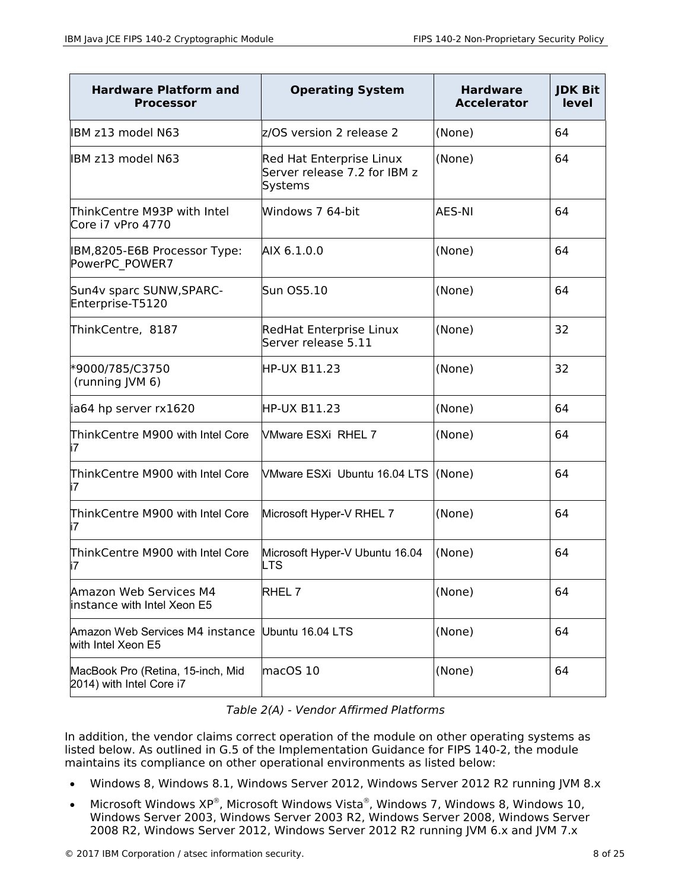| Hardware Platform and Processor | Operating System | Hardware Accelerator | JDK Bit level |
|---|---|---|---|
| IBM z13 model N63 | z/OS version 2 release 2 | (None) | 64 |
| IBM z13 model N63 | Red Hat Enterprise Linux Server release 7.2 for IBM z Systems | (None) | 64 |
| ThinkCentre M93P with Intel Core i7 vPro 4770 | Windows 7 64-bit | AES-NI | 64 |
| IBM,8205-E6B Processor Type: PowerPC_POWER7 | AIX 6.1.0.0 | (None) | 64 |
| Sun4v sparc SUNW,SPARC-Enterprise-T5120 | Sun OS5.10 | (None) | 64 |
| ThinkCentre, 8187 | RedHat Enterprise Linux Server release 5.11 | (None) | 32 |
| *9000/785/C3750 (running JVM 6) | HP-UX B11.23 | (None) | 32 |
| ia64 hp server rx1620 | HP-UX B11.23 | (None) | 64 |
| ThinkCentre M900 with Intel Core i7 | VMware ESXi RHEL 7 | (None) | 64 |
| ThinkCentre M900 with Intel Core i7 | VMware ESXi Ubuntu 16.04 LTS | (None) | 64 |
| ThinkCentre M900 with Intel Core i7 | Microsoft Hyper-V RHEL 7 | (None) | 64 |
| ThinkCentre M900 with Intel Core i7 | Microsoft Hyper-V Ubuntu 16.04 LTS | (None) | 64 |
| Amazon Web Services M4 instance with Intel Xeon E5 | RHEL 7 | (None) | 64 |
| Amazon Web Services M4 instance with Intel Xeon E5 | Ubuntu 16.04 LTS | (None) | 64 |
| MacBook Pro (Retina, 15-inch, Mid 2014) with Intel Core i7 | macOS 10 | (None) | 64 |

*Table 2(A) - Vendor Affirmed Platforms*

In addition, the vendor claims correct operation of the module on other operating systems as listed below. As outlined in G.5 of the Implementation Guidance for FIPS 140-2, the module maintains its compliance on other operational environments as listed below:

- Windows 8, Windows 8.1, Windows Server 2012, Windows Server 2012 R2 running JVM 8.x
- Microsoft Windows XP®, Microsoft Windows Vista®, Windows 7, Windows 8, Windows 10, Windows Server 2003, Windows Server 2003 R2, Windows Server 2008, Windows Server 2008 R2, Windows Server 2012, Windows Server 2012 R2 running JVM 6.x and JVM 7.x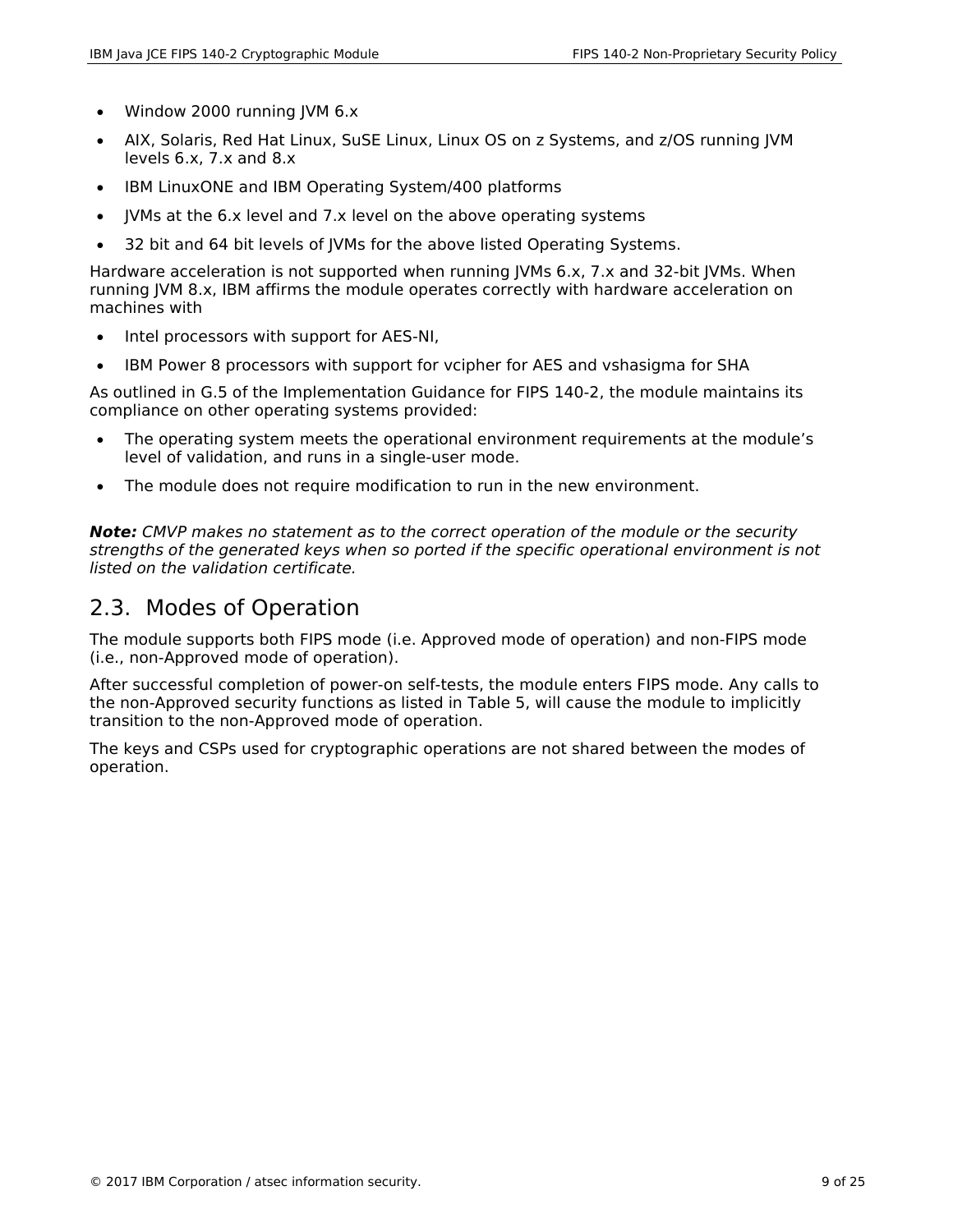- Window 2000 running JVM 6.x
- AIX, Solaris, Red Hat Linux, SuSE Linux, Linux OS on z Systems, and z/OS running JVM levels 6.x, 7.x and 8.x
- IBM LinuxONE and IBM Operating System/400 platforms
- JVMs at the 6.x level and 7.x level on the above operating systems
- 32 bit and 64 bit levels of JVMs for the above listed Operating Systems.

Hardware acceleration is not supported when running JVMs 6.x, 7.x and 32-bit JVMs. When running JVM 8.x, IBM affirms the module operates correctly with hardware acceleration on machines with

- Intel processors with support for AES-NI,
- IBM Power 8 processors with support for vcipher for AES and vshasigma for SHA

As outlined in G.5 of the Implementation Guidance for FIPS 140-2, the module maintains its compliance on other operating systems provided:

- The operating system meets the operational environment requirements at the module's level of validation, and runs in a single-user mode.
- The module does not require modification to run in the new environment.

***Note:*** *CMVP makes no statement as to the correct operation of the module or the security strengths of the generated keys when so ported if the specific operational environment is not listed on the validation certificate.*

## 2.3. Modes of Operation

The module supports both FIPS mode (i.e. Approved mode of operation) and non-FIPS mode (i.e., non-Approved mode of operation).

After successful completion of power-on self-tests, the module enters FIPS mode. Any calls to the non-Approved security functions as listed in Table 5, will cause the module to implicitly transition to the non-Approved mode of operation.

The keys and CSPs used for cryptographic operations are not shared between the modes of operation.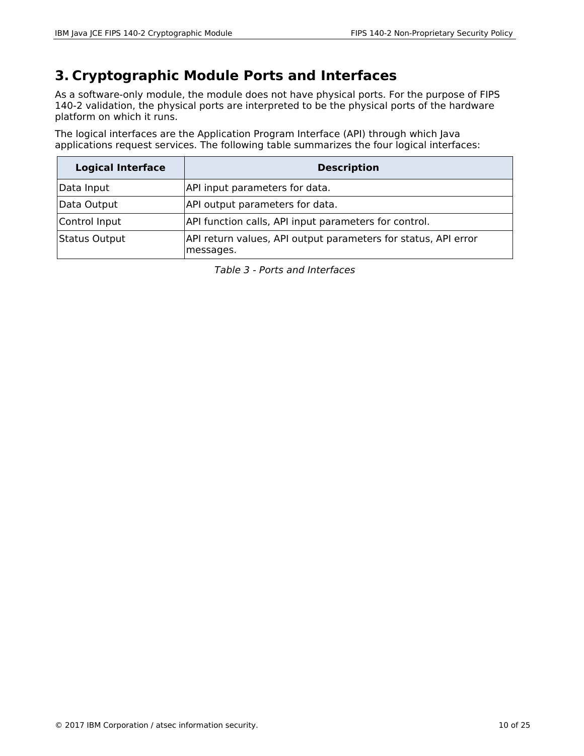# 3. Cryptographic Module Ports and Interfaces

As a software-only module, the module does not have physical ports. For the purpose of FIPS 140-2 validation, the physical ports are interpreted to be the physical ports of the hardware platform on which it runs.

The logical interfaces are the Application Program Interface (API) through which Java applications request services. The following table summarizes the four logical interfaces:

| Logical Interface | Description |
|---|---|
| Data Input | API input parameters for data. |
| Data Output | API output parameters for data. |
| Control Input | API function calls, API input parameters for control. |
| Status Output | API return values, API output parameters for status, API error messages. |

*Table 3 - Ports and Interfaces*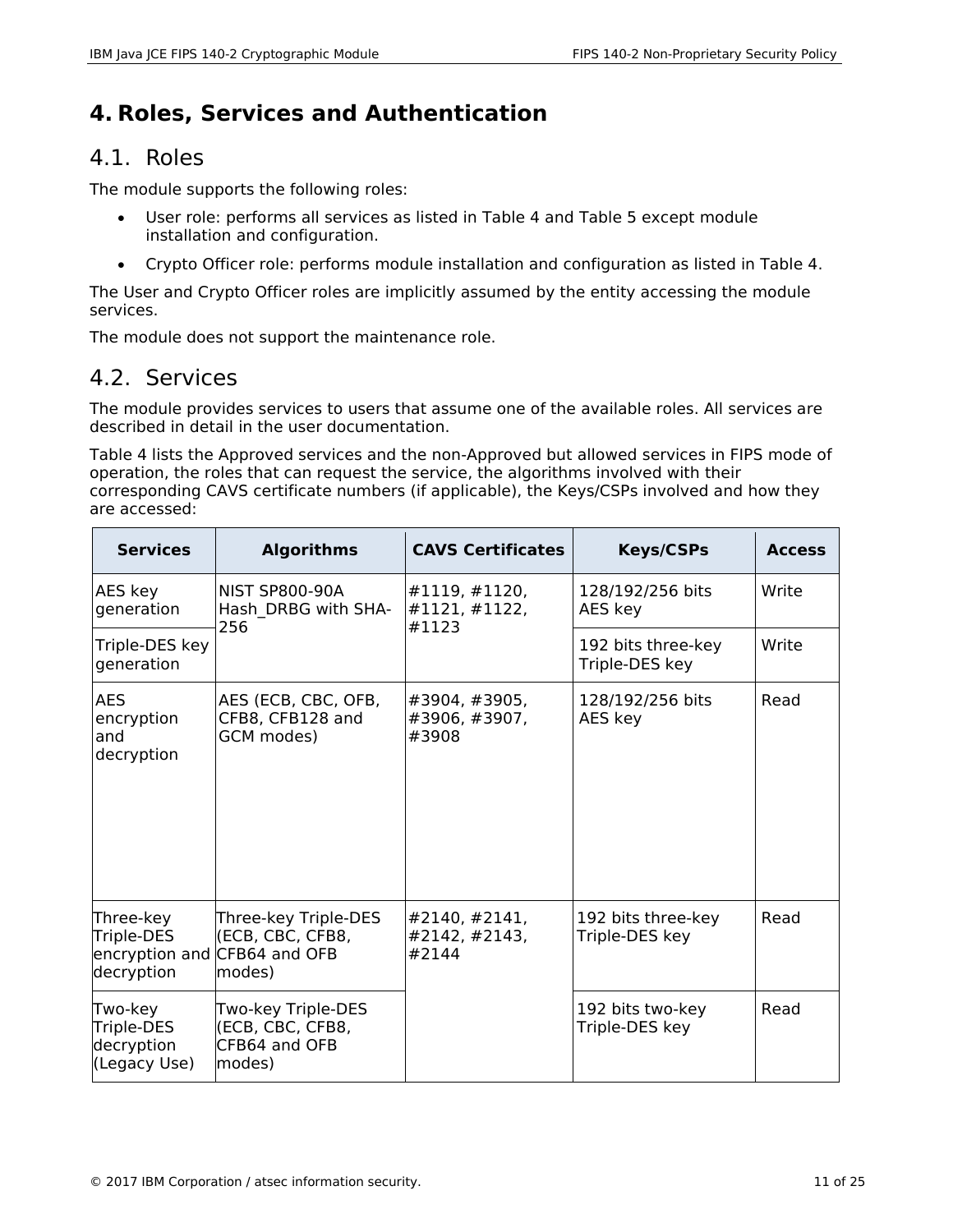# 4. Roles, Services and Authentication

## 4.1. Roles

The module supports the following roles:

- User role: performs all services as listed in Table 4 and Table 5 except module installation and configuration.
- Crypto Officer role: performs module installation and configuration as listed in Table 4.

The User and Crypto Officer roles are implicitly assumed by the entity accessing the module services.

The module does not support the maintenance role.

## 4.2. Services

The module provides services to users that assume one of the available roles. All services are described in detail in the user documentation.

Table 4 lists the Approved services and the non-Approved but allowed services in FIPS mode of operation, the roles that can request the service, the algorithms involved with their corresponding CAVS certificate numbers (if applicable), the Keys/CSPs involved and how they are accessed:

| Services | Algorithms | CAVS Certificates | Keys/CSPs | Access |
|---|---|---|---|---|
| AES key generation | NIST SP800-90A Hash_DRBG with SHA-256 | #1119, #1120, #1121, #1122, #1123 | 128/192/256 bits AES key | Write |
| Triple-DES key generation | | | 192 bits three-key Triple-DES key | Write |
| AES encryption and decryption | AES (ECB, CBC, OFB, CFB8, CFB128 and GCM modes) | #3904, #3905, #3906, #3907, #3908 | 128/192/256 bits AES key | Read |
| Three-key Triple-DES encryption and decryption | Three-key Triple-DES (ECB, CBC, CFB8, CFB64 and OFB modes) | #2140, #2141, #2142, #2143, #2144 | 192 bits three-key Triple-DES key | Read |
| Two-key Triple-DES decryption (Legacy Use) | Two-key Triple-DES (ECB, CBC, CFB8, CFB64 and OFB modes) | | 192 bits two-key Triple-DES key | Read |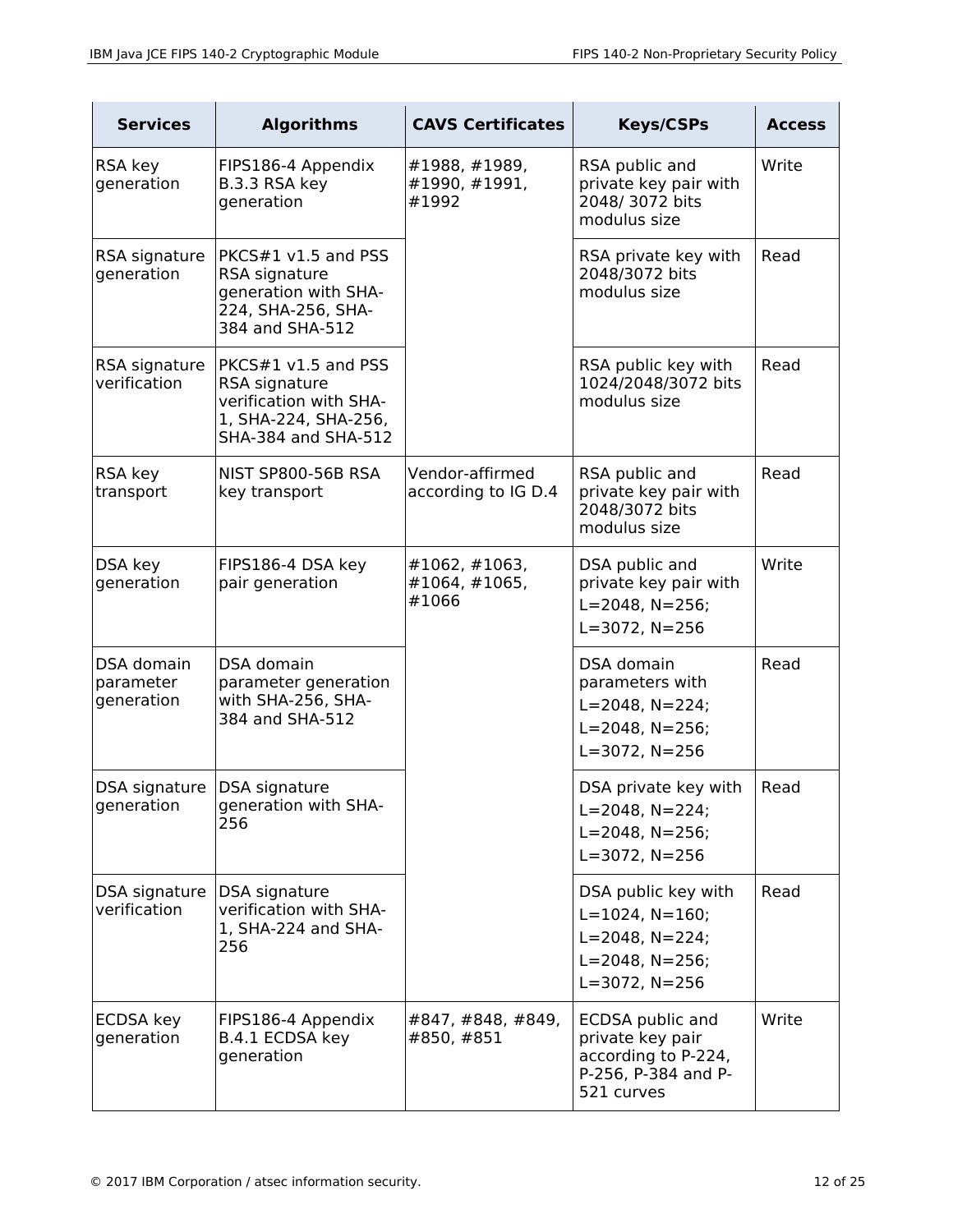| Services | Algorithms | CAVS Certificates | Keys/CSPs | Access |
|---|---|---|---|---|
| RSA key generation | FIPS186-4 Appendix B.3.3 RSA key generation | #1988, #1989, #1990, #1991, #1992 | RSA public and private key pair with 2048/ 3072 bits modulus size | Write |
| RSA signature generation | PKCS#1 v1.5 and PSS RSA signature generation with SHA-224, SHA-256, SHA-384 and SHA-512 | | RSA private key with 2048/3072 bits modulus size | Read |
| RSA signature verification | PKCS#1 v1.5 and PSS RSA signature verification with SHA-1, SHA-224, SHA-256, SHA-384 and SHA-512 | | RSA public key with 1024/2048/3072 bits modulus size | Read |
| RSA key transport | NIST SP800-56B RSA key transport | Vendor-affirmed according to IG D.4 | RSA public and private key pair with 2048/3072 bits modulus size | Read |
| DSA key generation | FIPS186-4 DSA key pair generation | #1062, #1063, #1064, #1065, #1066 | DSA public and private key pair with L=2048, N=256; L=3072, N=256 | Write |
| DSA domain parameter generation | DSA domain parameter generation with SHA-256, SHA-384 and SHA-512 | | DSA domain parameters with L=2048, N=224; L=2048, N=256; L=3072, N=256 | Read |
| DSA signature generation | DSA signature generation with SHA-256 | | DSA private key with L=2048, N=224; L=2048, N=256; L=3072, N=256 | Read |
| DSA signature verification | DSA signature verification with SHA-1, SHA-224 and SHA-256 | | DSA public key with L=1024, N=160; L=2048, N=224; L=2048, N=256; L=3072, N=256 | Read |
| ECDSA key generation | FIPS186-4 Appendix B.4.1 ECDSA key generation | #847, #848, #849, #850, #851 | ECDSA public and private key pair according to P-224, P-256, P-384 and P-521 curves | Write |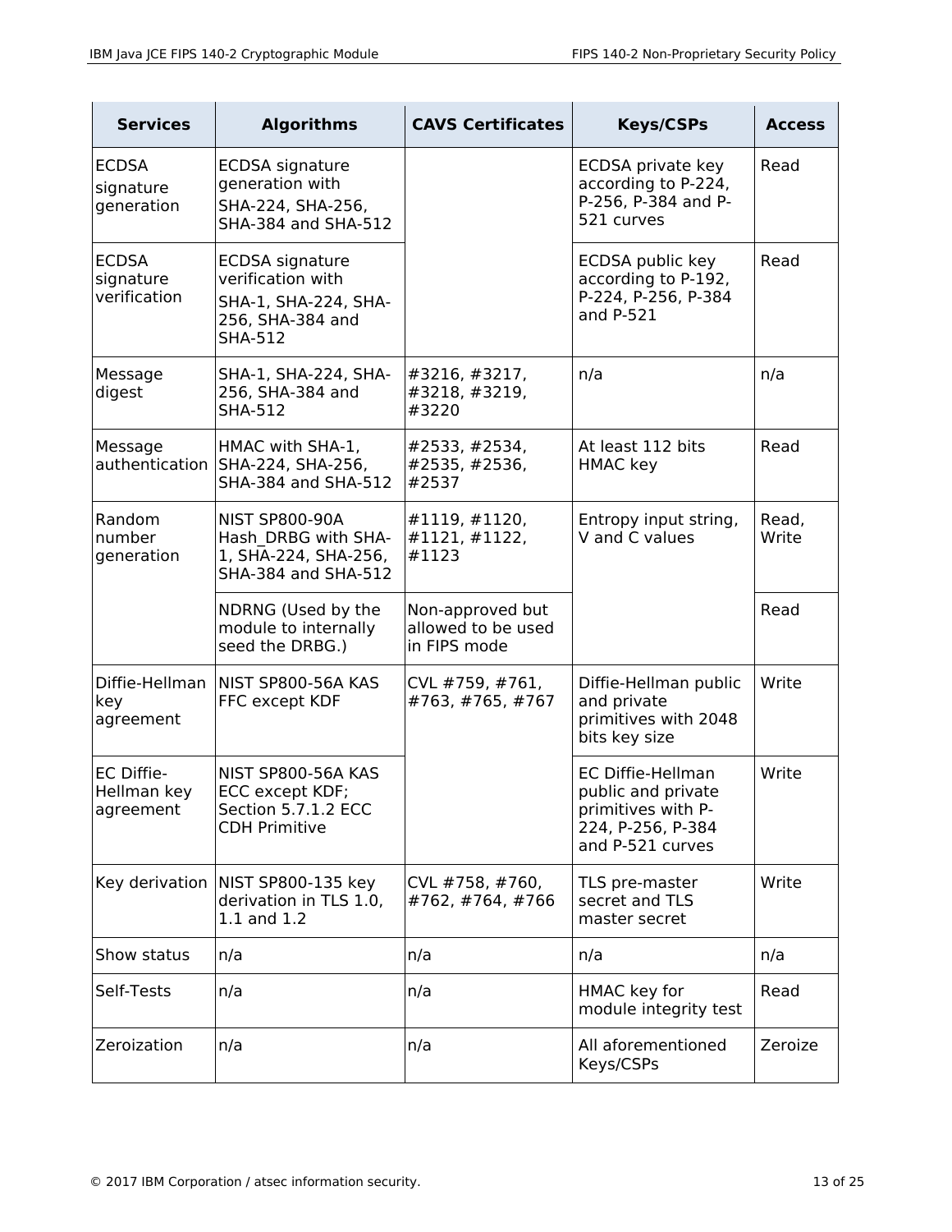| Services | Algorithms | CAVS Certificates | Keys/CSPs | Access |
|---|---|---|---|---|
| ECDSA signature generation | ECDSA signature generation with SHA-224, SHA-256, SHA-384 and SHA-512 | | ECDSA private key according to P-224, P-256, P-384 and P-521 curves | Read |
| ECDSA signature verification | ECDSA signature verification with SHA-1, SHA-224, SHA-256, SHA-384 and SHA-512 | | ECDSA public key according to P-192, P-224, P-256, P-384 and P-521 | Read |
| Message digest | SHA-1, SHA-224, SHA-256, SHA-384 and SHA-512 | #3216, #3217, #3218, #3219, #3220 | n/a | n/a |
| Message authentication | HMAC with SHA-1, SHA-224, SHA-256, SHA-384 and SHA-512 | #2533, #2534, #2535, #2536, #2537 | At least 112 bits HMAC key | Read |
| Random number generation | NIST SP800-90A Hash_DRBG with SHA-1, SHA-224, SHA-256, SHA-384 and SHA-512 | #1119, #1120, #1121, #1122, #1123 | Entropy input string, V and C values | Read, Write |
| | NDRNG (Used by the module to internally seed the DRBG.) | Non-approved but allowed to be used in FIPS mode | | Read |
| Diffie-Hellman key agreement | NIST SP800-56A KAS FFC except KDF | CVL #759, #761, #763, #765, #767 | Diffie-Hellman public and private primitives with 2048 bits key size | Write |
| EC Diffie-Hellman key agreement | NIST SP800-56A KAS ECC except KDF; Section 5.7.1.2 ECC CDH Primitive | | EC Diffie-Hellman public and private primitives with P-224, P-256, P-384 and P-521 curves | Write |
| Key derivation | NIST SP800-135 key derivation in TLS 1.0, 1.1 and 1.2 | CVL #758, #760, #762, #764, #766 | TLS pre-master secret and TLS master secret | Write |
| Show status | n/a | n/a | n/a | n/a |
| Self-Tests | n/a | n/a | HMAC key for module integrity test | Read |
| Zeroization | n/a | n/a | All aforementioned Keys/CSPs | Zeroize |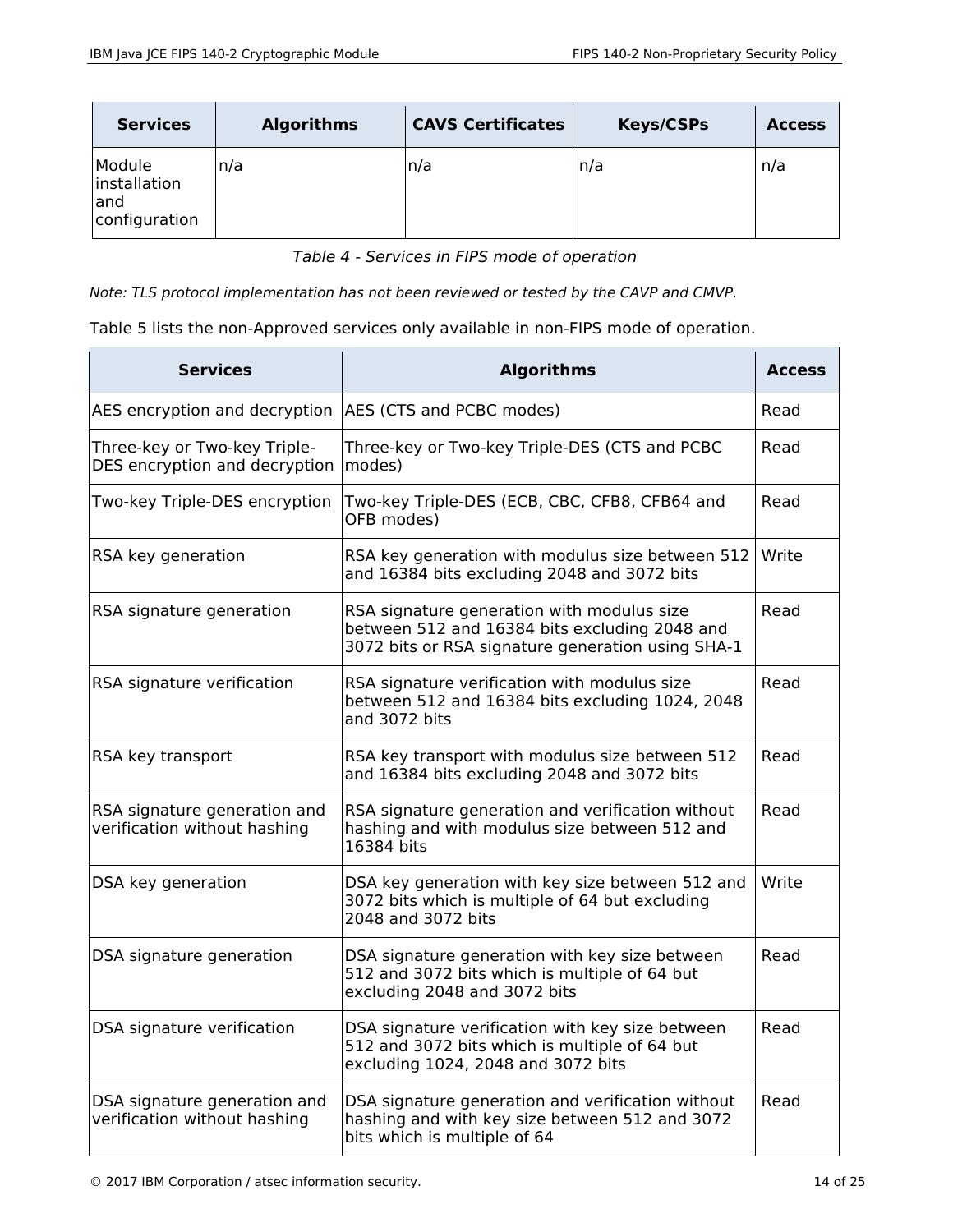| Services | Algorithms | CAVS Certificates | Keys/CSPs | Access |
|---|---|---|---|---|
| Module installation and configuration | n/a | n/a | n/a | n/a |

*Table 4 - Services in FIPS mode of operation*

*Note: TLS protocol implementation has not been reviewed or tested by the CAVP and CMVP.*

Table 5 lists the non-Approved services only available in non-FIPS mode of operation.

| Services | Algorithms | Access |
|---|---|---|
| AES encryption and decryption | AES (CTS and PCBC modes) | Read |
| Three-key or Two-key Triple-DES encryption and decryption | Three-key or Two-key Triple-DES (CTS and PCBC modes) | Read |
| Two-key Triple-DES encryption | Two-key Triple-DES (ECB, CBC, CFB8, CFB64 and OFB modes) | Read |
| RSA key generation | RSA key generation with modulus size between 512 and 16384 bits excluding 2048 and 3072 bits | Write |
| RSA signature generation | RSA signature generation with modulus size between 512 and 16384 bits excluding 2048 and 3072 bits or RSA signature generation using SHA-1 | Read |
| RSA signature verification | RSA signature verification with modulus size between 512 and 16384 bits excluding 1024, 2048 and 3072 bits | Read |
| RSA key transport | RSA key transport with modulus size between 512 and 16384 bits excluding 2048 and 3072 bits | Read |
| RSA signature generation and verification without hashing | RSA signature generation and verification without hashing and with modulus size between 512 and 16384 bits | Read |
| DSA key generation | DSA key generation with key size between 512 and 3072 bits which is multiple of 64 but excluding 2048 and 3072 bits | Write |
| DSA signature generation | DSA signature generation with key size between 512 and 3072 bits which is multiple of 64 but excluding 2048 and 3072 bits | Read |
| DSA signature verification | DSA signature verification with key size between 512 and 3072 bits which is multiple of 64 but excluding 1024, 2048 and 3072 bits | Read |
| DSA signature generation and verification without hashing | DSA signature generation and verification without hashing and with key size between 512 and 3072 bits which is multiple of 64 | Read |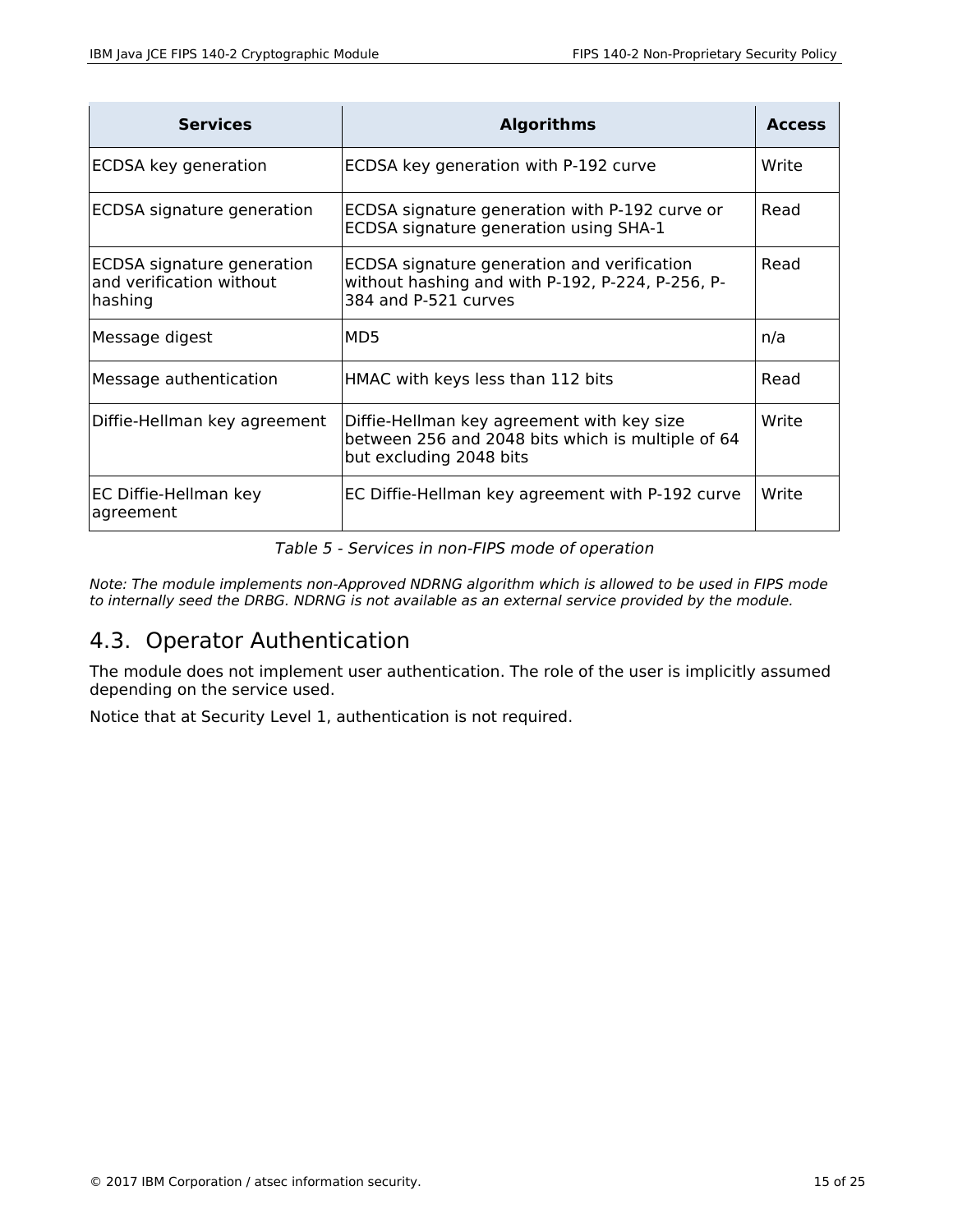| Services | Algorithms | Access |
| --- | --- | --- |
| ECDSA key generation | ECDSA key generation with P-192 curve | Write |
| ECDSA signature generation | ECDSA signature generation with P-192 curve or ECDSA signature generation using SHA-1 | Read |
| ECDSA signature generation and verification without hashing | ECDSA signature generation and verification without hashing and with P-192, P-224, P-256, P-384 and P-521 curves | Read |
| Message digest | MD5 | n/a |
| Message authentication | HMAC with keys less than 112 bits | Read |
| Diffie-Hellman key agreement | Diffie-Hellman key agreement with key size between 256 and 2048 bits which is multiple of 64 but excluding 2048 bits | Write |
| EC Diffie-Hellman key agreement | EC Diffie-Hellman key agreement with P-192 curve | Write |

*Table 5 - Services in non-FIPS mode of operation*

*Note: The module implements non-Approved NDRNG algorithm which is allowed to be used in FIPS mode to internally seed the DRBG. NDRNG is not available as an external service provided by the module.*

## 4.3. Operator Authentication

The module does not implement user authentication. The role of the user is implicitly assumed depending on the service used.

Notice that at Security Level 1, authentication is not required.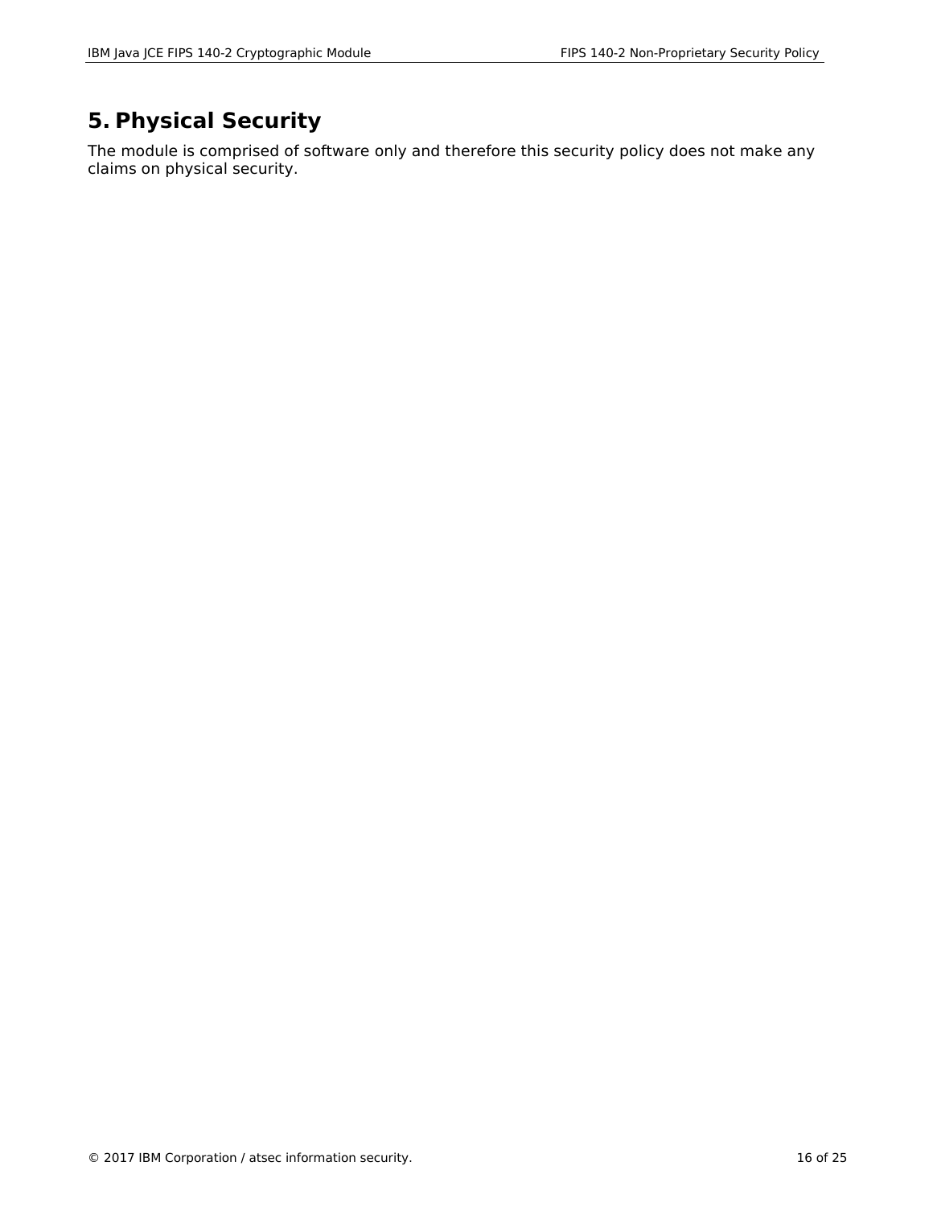# 5. Physical Security

The module is comprised of software only and therefore this security policy does not make any claims on physical security.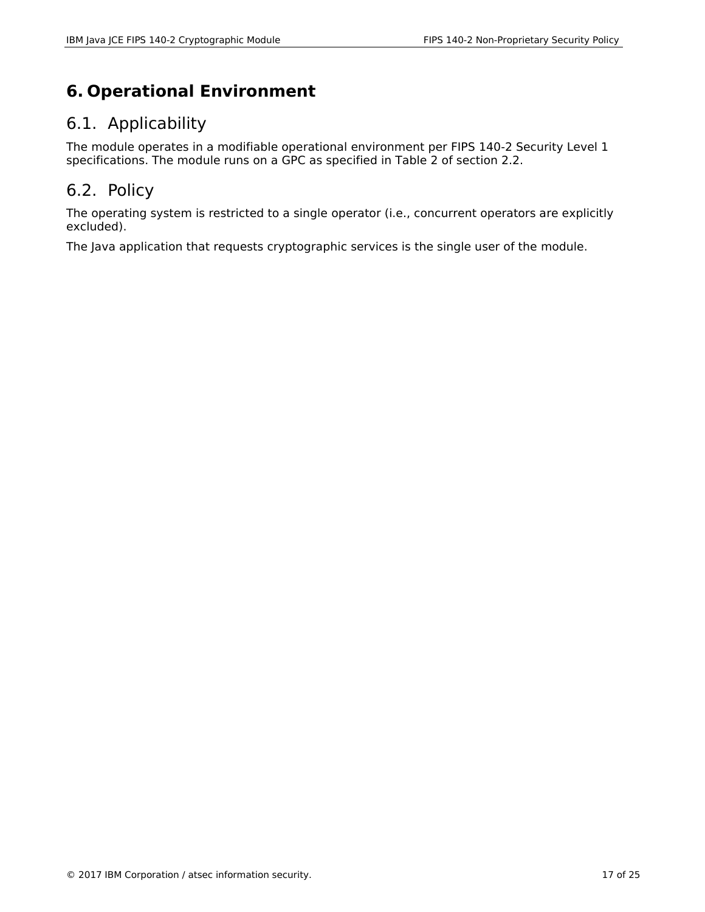# 6. Operational Environment

## 6.1. Applicability

The module operates in a modifiable operational environment per FIPS 140-2 Security Level 1 specifications. The module runs on a GPC as specified in Table 2 of section 2.2.

## 6.2. Policy

The operating system is restricted to a single operator (i.e., concurrent operators are explicitly excluded).

The Java application that requests cryptographic services is the single user of the module.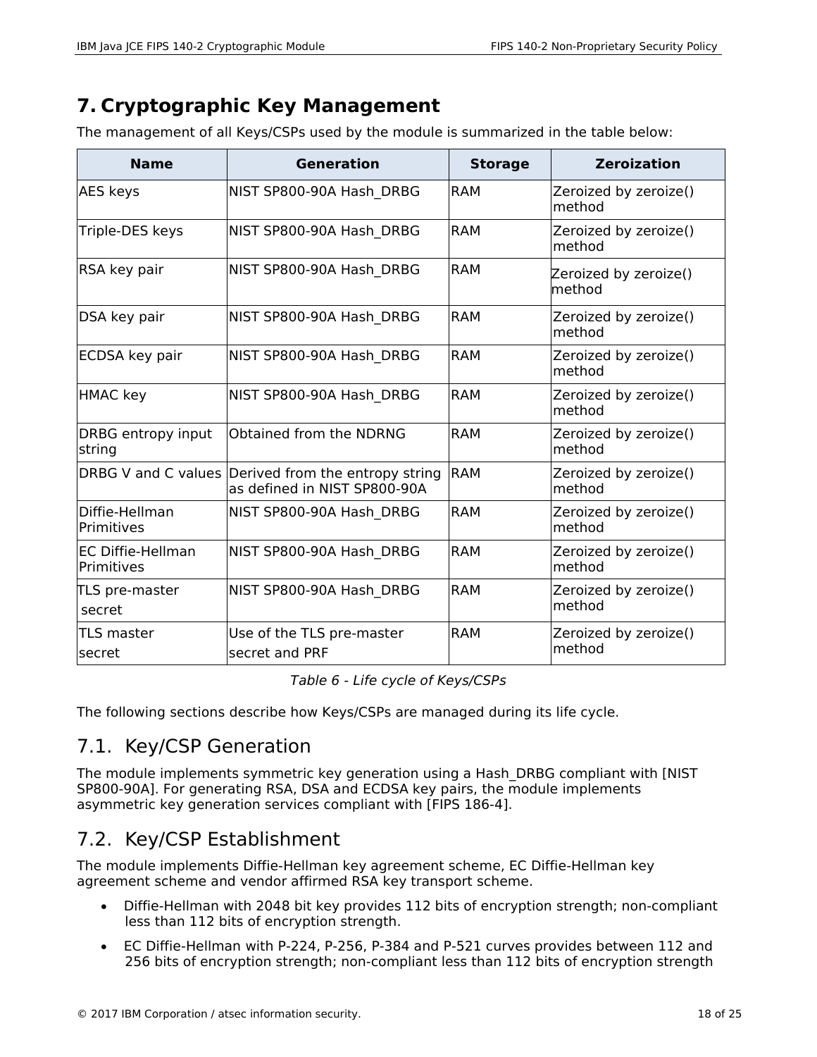# 7. Cryptographic Key Management

The management of all Keys/CSPs used by the module is summarized in the table below:

| Name | Generation | Storage | Zeroization |
|---|---|---|---|
| AES keys | NIST SP800-90A Hash_DRBG | RAM | Zeroized by zeroize() method |
| Triple-DES keys | NIST SP800-90A Hash_DRBG | RAM | Zeroized by zeroize() method |
| RSA key pair | NIST SP800-90A Hash_DRBG | RAM | Zeroized by zeroize() method |
| DSA key pair | NIST SP800-90A Hash_DRBG | RAM | Zeroized by zeroize() method |
| ECDSA key pair | NIST SP800-90A Hash_DRBG | RAM | Zeroized by zeroize() method |
| HMAC key | NIST SP800-90A Hash_DRBG | RAM | Zeroized by zeroize() method |
| DRBG entropy input string | Obtained from the NDRNG | RAM | Zeroized by zeroize() method |
| DRBG V and C values | Derived from the entropy string as defined in NIST SP800-90A | RAM | Zeroized by zeroize() method |
| Diffie-Hellman Primitives | NIST SP800-90A Hash_DRBG | RAM | Zeroized by zeroize() method |
| EC Diffie-Hellman Primitives | NIST SP800-90A Hash_DRBG | RAM | Zeroized by zeroize() method |
| TLS pre-master secret | NIST SP800-90A Hash_DRBG | RAM | Zeroized by zeroize() method |
| TLS master secret | Use of the TLS pre-master secret and PRF | RAM | Zeroized by zeroize() method |

*Table 6 - Life cycle of Keys/CSPs*

The following sections describe how Keys/CSPs are managed during its life cycle.

## 7.1. Key/CSP Generation

The module implements symmetric key generation using a Hash_DRBG compliant with [NIST SP800-90A]. For generating RSA, DSA and ECDSA key pairs, the module implements asymmetric key generation services compliant with [FIPS 186-4].

## 7.2. Key/CSP Establishment

The module implements Diffie-Hellman key agreement scheme, EC Diffie-Hellman key agreement scheme and vendor affirmed RSA key transport scheme.

- Diffie-Hellman with 2048 bit key provides 112 bits of encryption strength; non-compliant less than 112 bits of encryption strength.
- EC Diffie-Hellman with P-224, P-256, P-384 and P-521 curves provides between 112 and 256 bits of encryption strength; non-compliant less than 112 bits of encryption strength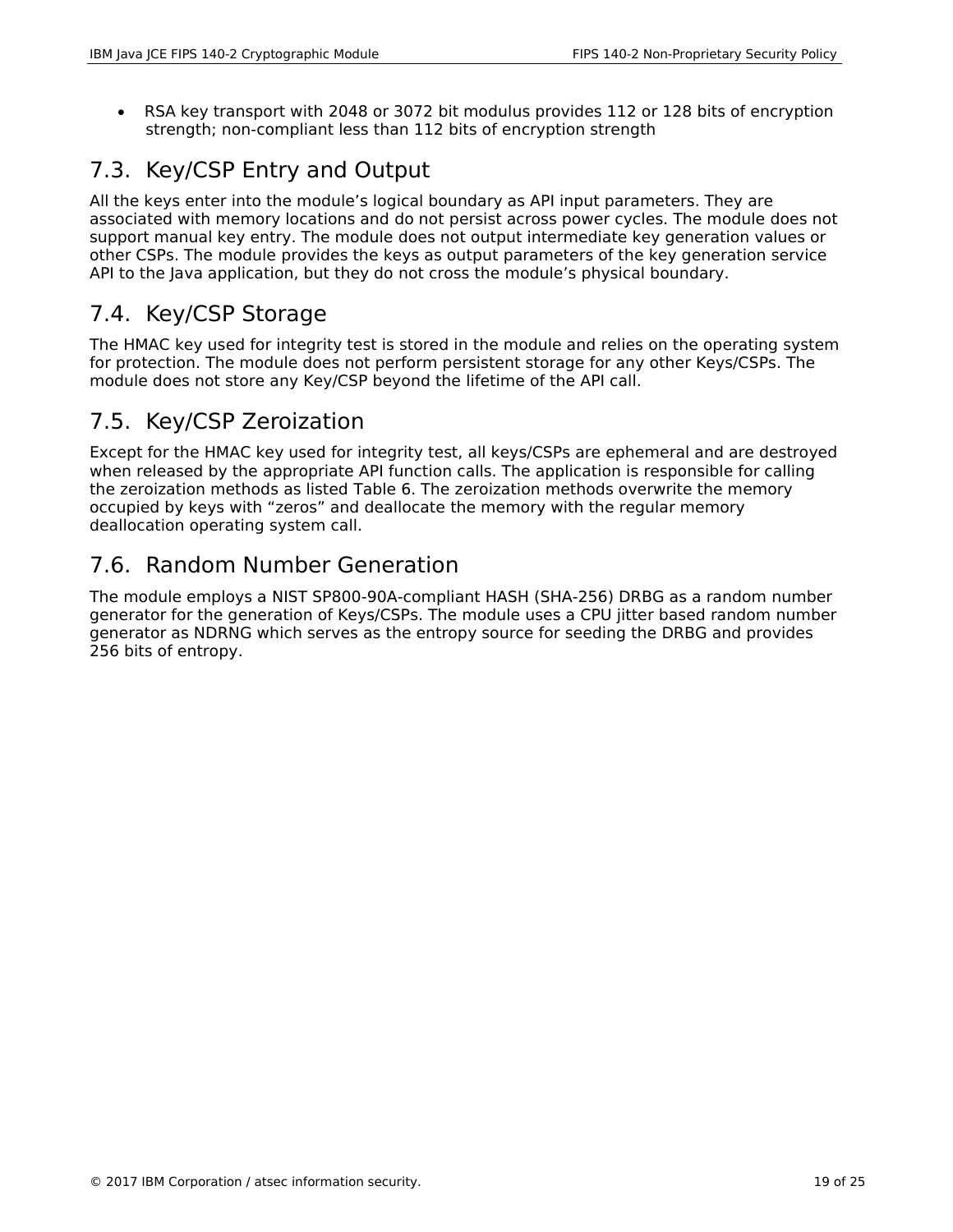- RSA key transport with 2048 or 3072 bit modulus provides 112 or 128 bits of encryption strength; non-compliant less than 112 bits of encryption strength

## 7.3. Key/CSP Entry and Output

All the keys enter into the module's logical boundary as API input parameters. They are associated with memory locations and do not persist across power cycles. The module does not support manual key entry. The module does not output intermediate key generation values or other CSPs. The module provides the keys as output parameters of the key generation service API to the Java application, but they do not cross the module's physical boundary.

## 7.4. Key/CSP Storage

The HMAC key used for integrity test is stored in the module and relies on the operating system for protection. The module does not perform persistent storage for any other Keys/CSPs. The module does not store any Key/CSP beyond the lifetime of the API call.

## 7.5. Key/CSP Zeroization

Except for the HMAC key used for integrity test, all keys/CSPs are ephemeral and are destroyed when released by the appropriate API function calls. The application is responsible for calling the zeroization methods as listed Table 6. The zeroization methods overwrite the memory occupied by keys with "zeros" and deallocate the memory with the regular memory deallocation operating system call.

## 7.6. Random Number Generation

The module employs a NIST SP800-90A-compliant HASH (SHA-256) DRBG as a random number generator for the generation of Keys/CSPs. The module uses a CPU jitter based random number generator as NDRNG which serves as the entropy source for seeding the DRBG and provides 256 bits of entropy.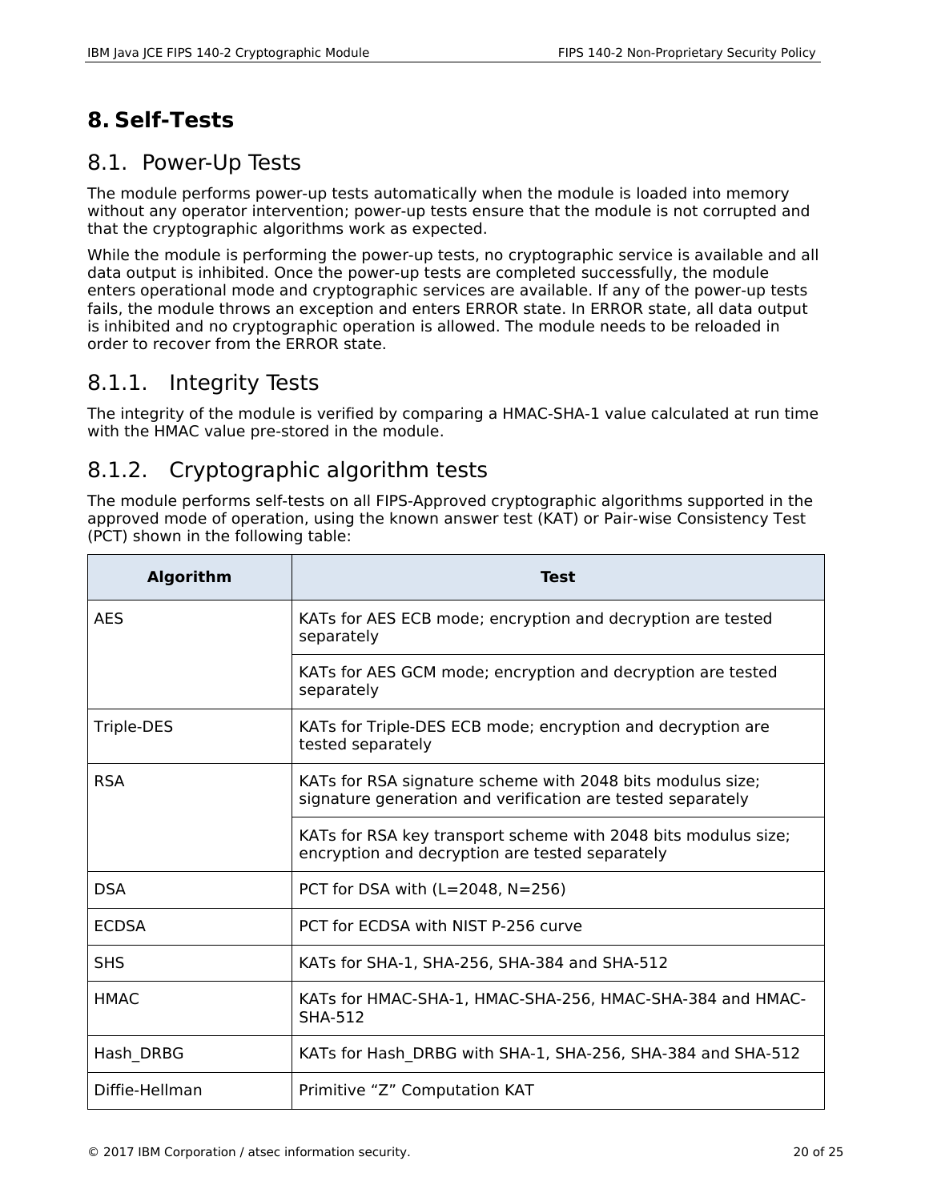# 8. Self-Tests

## 8.1. Power-Up Tests

The module performs power-up tests automatically when the module is loaded into memory without any operator intervention; power-up tests ensure that the module is not corrupted and that the cryptographic algorithms work as expected.

While the module is performing the power-up tests, no cryptographic service is available and all data output is inhibited. Once the power-up tests are completed successfully, the module enters operational mode and cryptographic services are available. If any of the power-up tests fails, the module throws an exception and enters ERROR state. In ERROR state, all data output is inhibited and no cryptographic operation is allowed. The module needs to be reloaded in order to recover from the ERROR state.

### 8.1.1. Integrity Tests

The integrity of the module is verified by comparing a HMAC-SHA-1 value calculated at run time with the HMAC value pre-stored in the module.

### 8.1.2. Cryptographic algorithm tests

The module performs self-tests on all FIPS-Approved cryptographic algorithms supported in the approved mode of operation, using the known answer test (KAT) or Pair-wise Consistency Test (PCT) shown in the following table:

| Algorithm | Test |
|---|---|
| AES | KATs for AES ECB mode; encryption and decryption are tested separately |
| | KATs for AES GCM mode; encryption and decryption are tested separately |
| Triple-DES | KATs for Triple-DES ECB mode; encryption and decryption are tested separately |
| RSA | KATs for RSA signature scheme with 2048 bits modulus size; signature generation and verification are tested separately |
| | KATs for RSA key transport scheme with 2048 bits modulus size; encryption and decryption are tested separately |
| DSA | PCT for DSA with (L=2048, N=256) |
| ECDSA | PCT for ECDSA with NIST P-256 curve |
| SHS | KATs for SHA-1, SHA-256, SHA-384 and SHA-512 |
| HMAC | KATs for HMAC-SHA-1, HMAC-SHA-256, HMAC-SHA-384 and HMAC-SHA-512 |
| Hash_DRBG | KATs for Hash_DRBG with SHA-1, SHA-256, SHA-384 and SHA-512 |
| Diffie-Hellman | Primitive “Z” Computation KAT |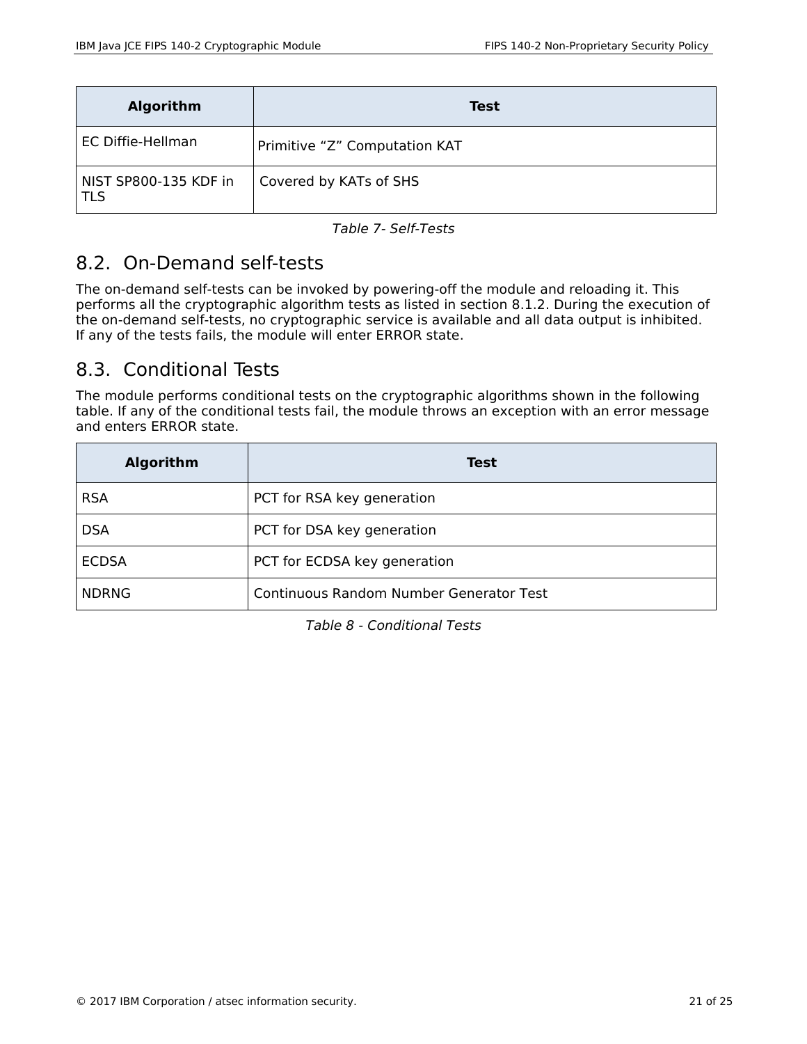| Algorithm | Test |
| --- | --- |
| EC Diffie-Hellman | Primitive “Z” Computation KAT |
| NIST SP800-135 KDF in TLS | Covered by KATs of SHS |

*Table 7- Self-Tests*

## 8.2. On-Demand self-tests

The on-demand self-tests can be invoked by powering-off the module and reloading it. This performs all the cryptographic algorithm tests as listed in section 8.1.2. During the execution of the on-demand self-tests, no cryptographic service is available and all data output is inhibited. If any of the tests fails, the module will enter ERROR state.

## 8.3. Conditional Tests

The module performs conditional tests on the cryptographic algorithms shown in the following table. If any of the conditional tests fail, the module throws an exception with an error message and enters ERROR state.

| Algorithm | Test |
| --- | --- |
| RSA | PCT for RSA key generation |
| DSA | PCT for DSA key generation |
| ECDSA | PCT for ECDSA key generation |
| NDRNG | Continuous Random Number Generator Test |

*Table 8 - Conditional Tests*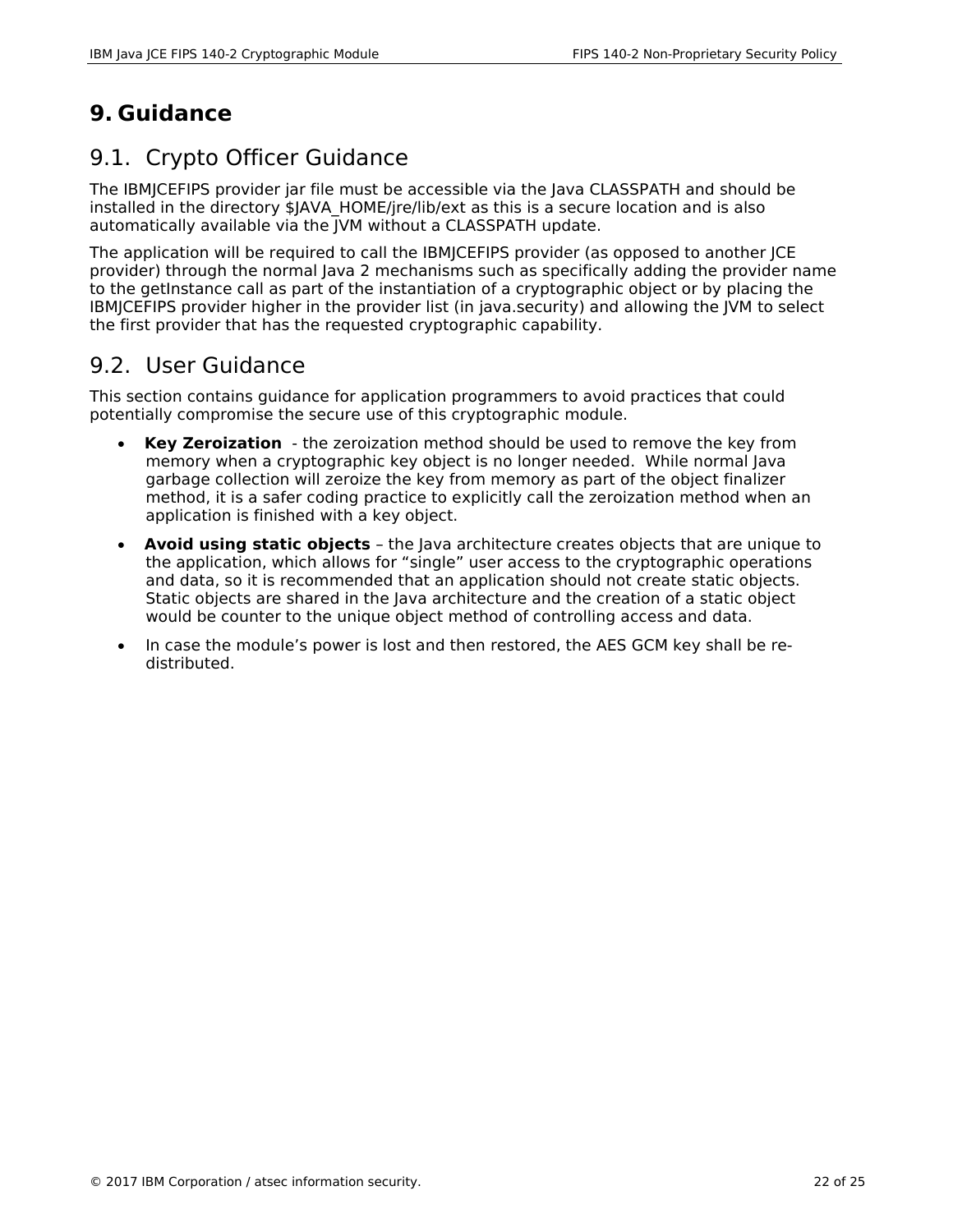# 9. Guidance

## 9.1. Crypto Officer Guidance

The IBMJCEFIPS provider jar file must be accessible via the Java CLASSPATH and should be installed in the directory $JAVA_HOME/jre/lib/ext as this is a secure location and is also automatically available via the JVM without a CLASSPATH update.

The application will be required to call the IBMJCEFIPS provider (as opposed to another JCE provider) through the normal Java 2 mechanisms such as specifically adding the provider name to the getInstance call as part of the instantiation of a cryptographic object or by placing the IBMJCEFIPS provider higher in the provider list (in java.security) and allowing the JVM to select the first provider that has the requested cryptographic capability.

## 9.2. User Guidance

This section contains guidance for application programmers to avoid practices that could potentially compromise the secure use of this cryptographic module.

- **Key Zeroization** - the zeroization method should be used to remove the key from memory when a cryptographic key object is no longer needed. While normal Java garbage collection will zeroize the key from memory as part of the object finalizer method, it is a safer coding practice to explicitly call the zeroization method when an application is finished with a key object.
- **Avoid using static objects** – the Java architecture creates objects that are unique to the application, which allows for "single" user access to the cryptographic operations and data, so it is recommended that an application should not create static objects. Static objects are shared in the Java architecture and the creation of a static object would be counter to the unique object method of controlling access and data.
- In case the module's power is lost and then restored, the AES GCM key shall be re-distributed.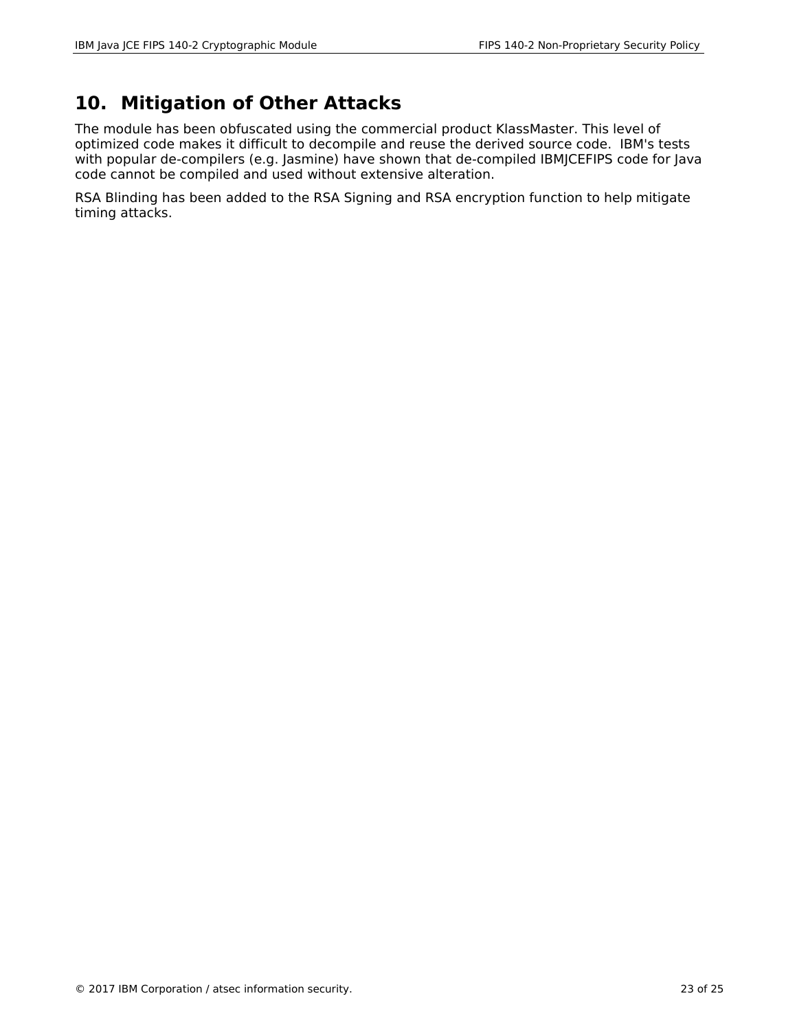# 10. Mitigation of Other Attacks

The module has been obfuscated using the commercial product KlassMaster. This level of optimized code makes it difficult to decompile and reuse the derived source code. IBM's tests with popular de-compilers (e.g. Jasmine) have shown that de-compiled IBMJCEFIPS code for Java code cannot be compiled and used without extensive alteration.

RSA Blinding has been added to the RSA Signing and RSA encryption function to help mitigate timing attacks.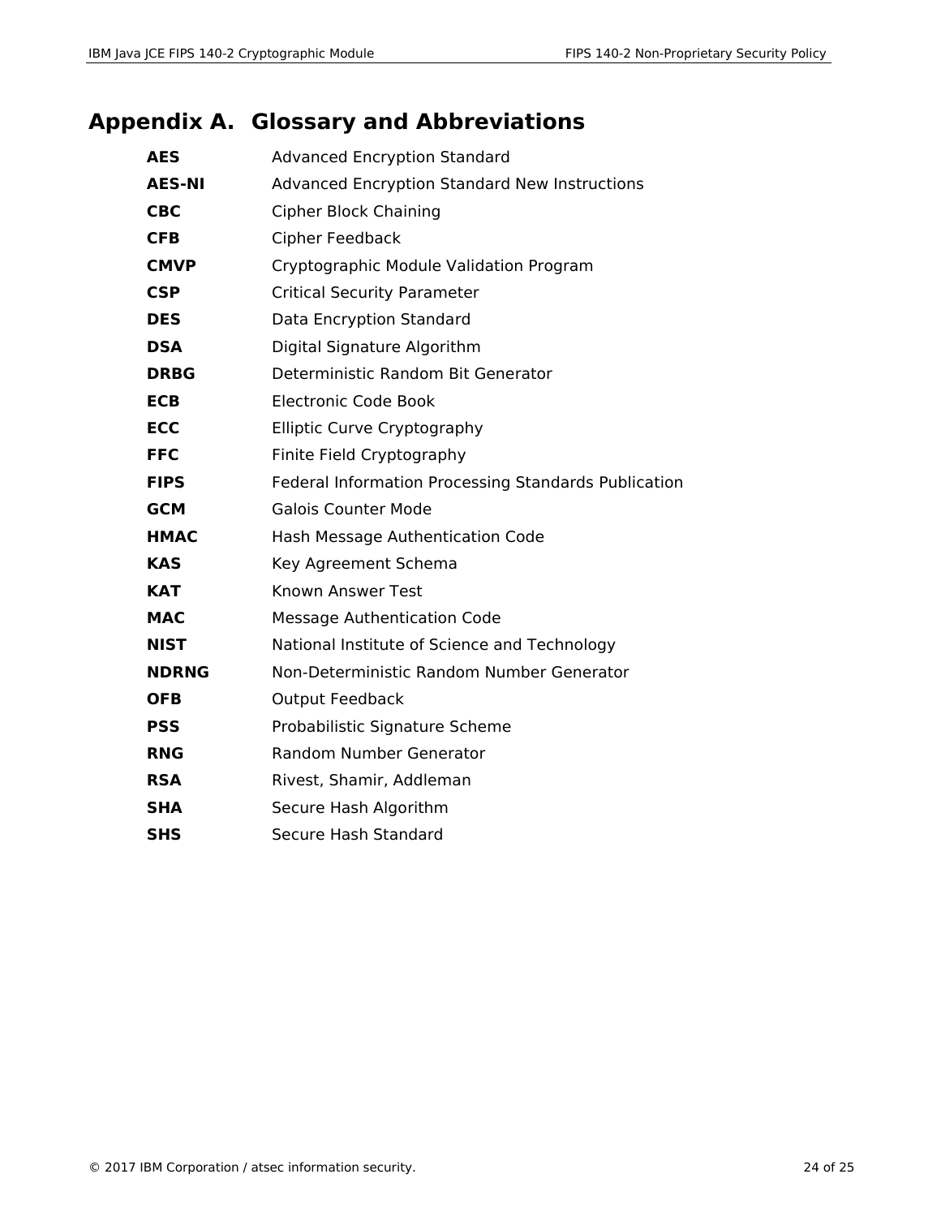# Appendix A. Glossary and Abbreviations

| | |
|---|---|
| **AES** | Advanced Encryption Standard |
| **AES-NI** | Advanced Encryption Standard New Instructions |
| **CBC** | Cipher Block Chaining |
| **CFB** | Cipher Feedback |
| **CMVP** | Cryptographic Module Validation Program |
| **CSP** | Critical Security Parameter |
| **DES** | Data Encryption Standard |
| **DSA** | Digital Signature Algorithm |
| **DRBG** | Deterministic Random Bit Generator |
| **ECB** | Electronic Code Book |
| **ECC** | Elliptic Curve Cryptography |
| **FFC** | Finite Field Cryptography |
| **FIPS** | Federal Information Processing Standards Publication |
| **GCM** | Galois Counter Mode |
| **HMAC** | Hash Message Authentication Code |
| **KAS** | Key Agreement Schema |
| **KAT** | Known Answer Test |
| **MAC** | Message Authentication Code |
| **NIST** | National Institute of Science and Technology |
| **NDRNG** | Non-Deterministic Random Number Generator |
| **OFB** | Output Feedback |
| **PSS** | Probabilistic Signature Scheme |
| **RNG** | Random Number Generator |
| **RSA** | Rivest, Shamir, Addleman |
| **SHA** | Secure Hash Algorithm |
| **SHS** | Secure Hash Standard |

© 2017 IBM Corporation / atsec information security.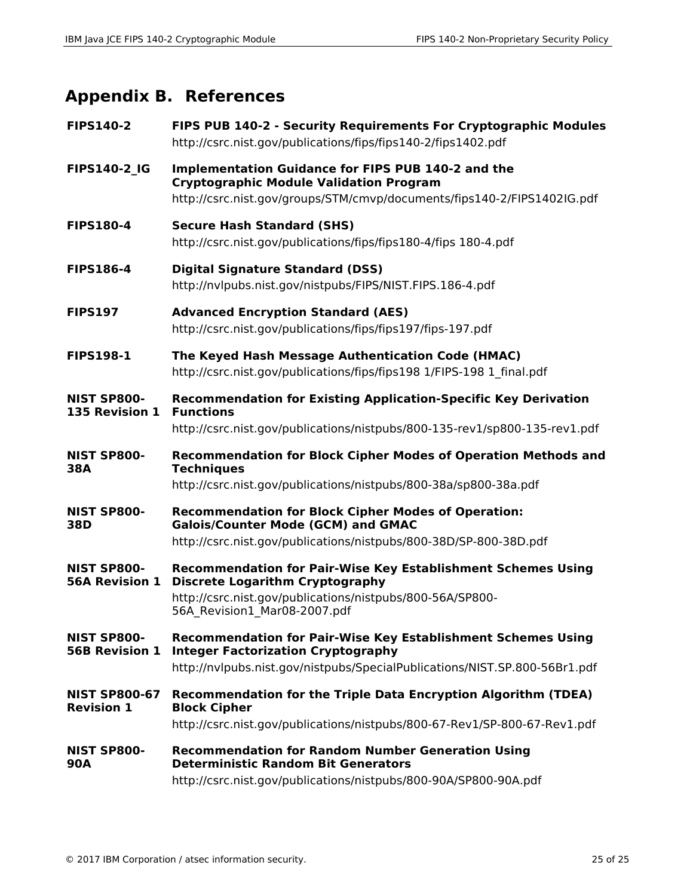# Appendix B. References

| | |
|---|---|
| **FIPS140-2** | **FIPS PUB 140-2 - Security Requirements For Cryptographic Modules**<br>http://csrc.nist.gov/publications/fips/fips140-2/fips1402.pdf |
| **FIPS140-2_IG** | **Implementation Guidance for FIPS PUB 140-2 and the Cryptographic Module Validation Program**<br>http://csrc.nist.gov/groups/STM/cmvp/documents/fips140-2/FIPS1402IG.pdf |
| **FIPS180-4** | **Secure Hash Standard (SHS)**<br>http://csrc.nist.gov/publications/fips/fips180-4/fips 180-4.pdf |
| **FIPS186-4** | **Digital Signature Standard (DSS)**<br>http://nvlpubs.nist.gov/nistpubs/FIPS/NIST.FIPS.186-4.pdf |
| **FIPS197** | **Advanced Encryption Standard (AES)**<br>http://csrc.nist.gov/publications/fips/fips197/fips-197.pdf |
| **FIPS198-1** | **The Keyed Hash Message Authentication Code (HMAC)**<br>http://csrc.nist.gov/publications/fips/fips198 1/FIPS-198 1_final.pdf |
| **NIST SP800-135 Revision 1** | **Recommendation for Existing Application-Specific Key Derivation Functions**<br>http://csrc.nist.gov/publications/nistpubs/800-135-rev1/sp800-135-rev1.pdf |
| **NIST SP800-38A** | **Recommendation for Block Cipher Modes of Operation Methods and Techniques**<br>http://csrc.nist.gov/publications/nistpubs/800-38a/sp800-38a.pdf |
| **NIST SP800-38D** | **Recommendation for Block Cipher Modes of Operation: Galois/Counter Mode (GCM) and GMAC**<br>http://csrc.nist.gov/publications/nistpubs/800-38D/SP-800-38D.pdf |
| **NIST SP800-56A Revision 1** | **Recommendation for Pair-Wise Key Establishment Schemes Using Discrete Logarithm Cryptography**<br>http://csrc.nist.gov/publications/nistpubs/800-56A/SP800-56A_Revision1_Mar08-2007.pdf |
| **NIST SP800-56B Revision 1** | **Recommendation for Pair-Wise Key Establishment Schemes Using Integer Factorization Cryptography**<br>http://nvlpubs.nist.gov/nistpubs/SpecialPublications/NIST.SP.800-56Br1.pdf |
| **NIST SP800-67 Revision 1** | **Recommendation for the Triple Data Encryption Algorithm (TDEA) Block Cipher**<br>http://csrc.nist.gov/publications/nistpubs/800-67-Rev1/SP-800-67-Rev1.pdf |
| **NIST SP800-90A** | **Recommendation for Random Number Generation Using Deterministic Random Bit Generators**<br>http://csrc.nist.gov/publications/nistpubs/800-90A/SP800-90A.pdf |

© 2017 IBM Corporation / atsec information security.